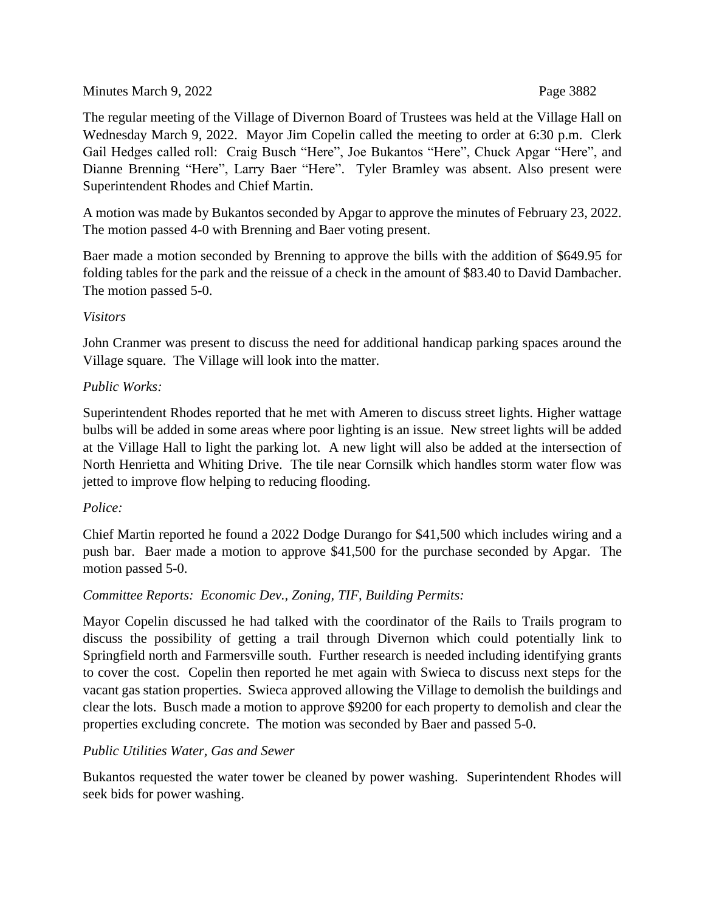The regular meeting of the Village of Divernon Board of Trustees was held at the Village Hall on Wednesday March 9, 2022. Mayor Jim Copelin called the meeting to order at 6:30 p.m. Clerk Gail Hedges called roll: Craig Busch "Here", Joe Bukantos "Here", Chuck Apgar "Here", and Dianne Brenning "Here", Larry Baer "Here". Tyler Bramley was absent. Also present were Superintendent Rhodes and Chief Martin.

A motion was made by Bukantos seconded by Apgar to approve the minutes of February 23, 2022. The motion passed 4-0 with Brenning and Baer voting present.

Baer made a motion seconded by Brenning to approve the bills with the addition of $649.95 for folding tables for the park and the reissue of a check in the amount of $83.40 to David Dambacher. The motion passed 5-0.

*Visitors*

John Cranmer was present to discuss the need for additional handicap parking spaces around the Village square. The Village will look into the matter.

*Public Works:*

Superintendent Rhodes reported that he met with Ameren to discuss street lights. Higher wattage bulbs will be added in some areas where poor lighting is an issue. New street lights will be added at the Village Hall to light the parking lot. A new light will also be added at the intersection of North Henrietta and Whiting Drive. The tile near Cornsilk which handles storm water flow was jetted to improve flow helping to reducing flooding.

*Police:*

Chief Martin reported he found a 2022 Dodge Durango for $41,500 which includes wiring and a push bar. Baer made a motion to approve $41,500 for the purchase seconded by Apgar. The motion passed 5-0.

*Committee Reports: Economic Dev., Zoning, TIF, Building Permits:*

Mayor Copelin discussed he had talked with the coordinator of the Rails to Trails program to discuss the possibility of getting a trail through Divernon which could potentially link to Springfield north and Farmersville south. Further research is needed including identifying grants to cover the cost. Copelin then reported he met again with Swieca to discuss next steps for the vacant gas station properties. Swieca approved allowing the Village to demolish the buildings and clear the lots. Busch made a motion to approve $9200 for each property to demolish and clear the properties excluding concrete. The motion was seconded by Baer and passed 5-0.

*Public Utilities Water, Gas and Sewer*

Bukantos requested the water tower be cleaned by power washing. Superintendent Rhodes will seek bids for power washing.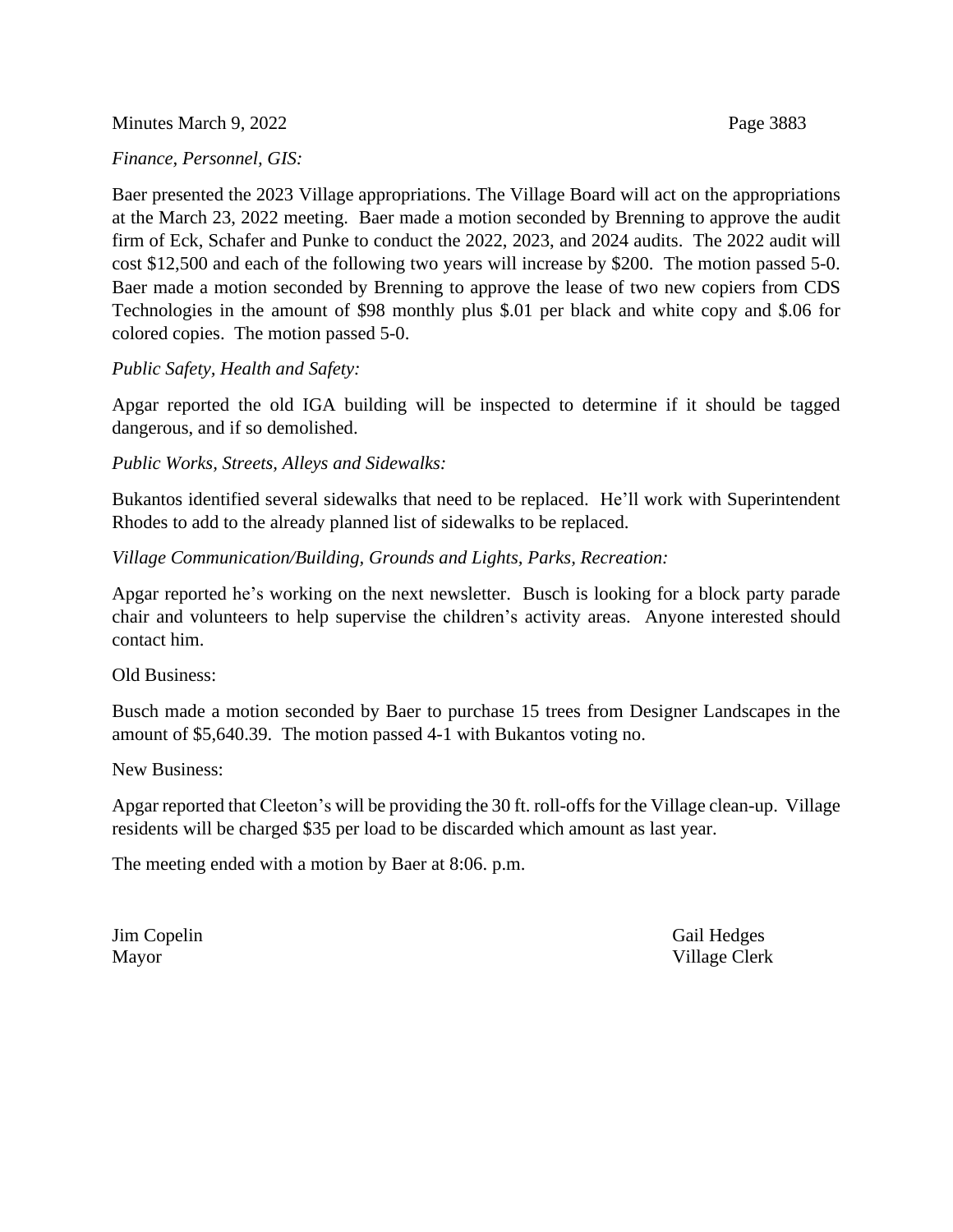*Finance, Personnel, GIS:*

Baer presented the 2023 Village appropriations. The Village Board will act on the appropriations at the March 23, 2022 meeting. Baer made a motion seconded by Brenning to approve the audit firm of Eck, Schafer and Punke to conduct the 2022, 2023, and 2024 audits. The 2022 audit will cost $12,500 and each of the following two years will increase by $200. The motion passed 5-0. Baer made a motion seconded by Brenning to approve the lease of two new copiers from CDS Technologies in the amount of $98 monthly plus $.01 per black and white copy and $.06 for colored copies. The motion passed 5-0.

*Public Safety, Health and Safety:*

Apgar reported the old IGA building will be inspected to determine if it should be tagged dangerous, and if so demolished.

*Public Works, Streets, Alleys and Sidewalks:*

Bukantos identified several sidewalks that need to be replaced. He'll work with Superintendent Rhodes to add to the already planned list of sidewalks to be replaced.

*Village Communication/Building, Grounds and Lights, Parks, Recreation:*

Apgar reported he's working on the next newsletter. Busch is looking for a block party parade chair and volunteers to help supervise the children's activity areas. Anyone interested should contact him.

Old Business:

Busch made a motion seconded by Baer to purchase 15 trees from Designer Landscapes in the amount of $5,640.39. The motion passed 4-1 with Bukantos voting no.

New Business:

Apgar reported that Cleeton's will be providing the 30 ft. roll-offs for the Village clean-up. Village residents will be charged $35 per load to be discarded which amount as last year.

The meeting ended with a motion by Baer at 8:06. p.m.

Jim Copelin
Mayor

Gail Hedges
Village Clerk